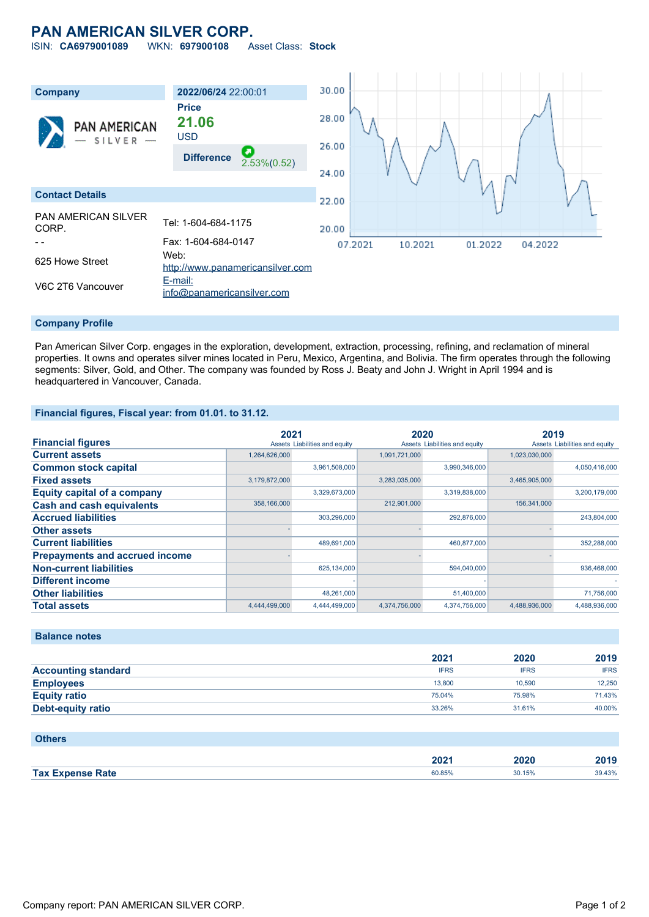# PAN AMERICAN SILVER CORP.

ISIN: **CA6979001089** WKN: **697900108** Asset Class: **Stock**

| Company | 2022/06/24 22:00:01 |
|---|---|
| PAN AMERICAN SILVER | Price **21.06** USD |
| | Difference 2.53%(0.52) |

## Contact Details

| | |
|---|---|
| PAN AMERICAN SILVER CORP. | Tel: 1-604-684-1175 |
| - - | Fax: 1-604-684-0147 |
| 625 Howe Street | Web: http://www.panamericansilver.com |
| V6C 2T6 Vancouver | E-mail: info@panamericansilver.com |

## Company Profile

Pan American Silver Corp. engages in the exploration, development, extraction, processing, refining, and reclamation of mineral properties. It owns and operates silver mines located in Peru, Mexico, Argentina, and Bolivia. The firm operates through the following segments: Silver, Gold, and Other. The company was founded by Ross J. Beaty and John J. Wright in April 1994 and is headquartered in Vancouver, Canada.

## Financial figures, Fiscal year: from 01.01. to 31.12.

| Financial figures | 2021 | | 2020 | | 2019 | |
|---|---|---|---|---|---|---|
| | Assets | Liabilities and equity | Assets | Liabilities and equity | Assets | Liabilities and equity |
| **Current assets** | 1,264,626,000 | | 1,091,721,000 | | 1,023,030,000 | |
| **Common stock capital** | | 3,961,508,000 | | 3,990,346,000 | | 4,050,416,000 |
| **Fixed assets** | 3,179,872,000 | | 3,283,035,000 | | 3,465,905,000 | |
| **Equity capital of a company** | | 3,329,673,000 | | 3,319,838,000 | | 3,200,179,000 |
| **Cash and cash equivalents** | 358,166,000 | | 212,901,000 | | 156,341,000 | |
| **Accrued liabilities** | | 303,296,000 | | 292,876,000 | | 243,804,000 |
| **Other assets** | - | | - | | - | |
| **Current liabilities** | | 489,691,000 | | 460,877,000 | | 352,288,000 |
| **Prepayments and accrued income** | - | | - | | - | |
| **Non-current liabilities** | | 625,134,000 | | 594,040,000 | | 936,468,000 |
| **Different income** | | - | | - | | - |
| **Other liabilities** | | 48,261,000 | | 51,400,000 | | 71,756,000 |
| **Total assets** | 4,444,499,000 | 4,444,499,000 | 4,374,756,000 | 4,374,756,000 | 4,488,936,000 | 4,488,936,000 |

## Balance notes

| | 2021 | 2020 | 2019 |
|---|---|---|---|
| **Accounting standard** | IFRS | IFRS | IFRS |
| **Employees** | 13,800 | 10,590 | 12,250 |
| **Equity ratio** | 75.04% | 75.98% | 71.43% |
| **Debt-equity ratio** | 33.26% | 31.61% | 40.00% |

## Others

| | 2021 | 2020 | 2019 |
|---|---|---|---|
| **Tax Expense Rate** | 60.85% | 30.15% | 39.43% |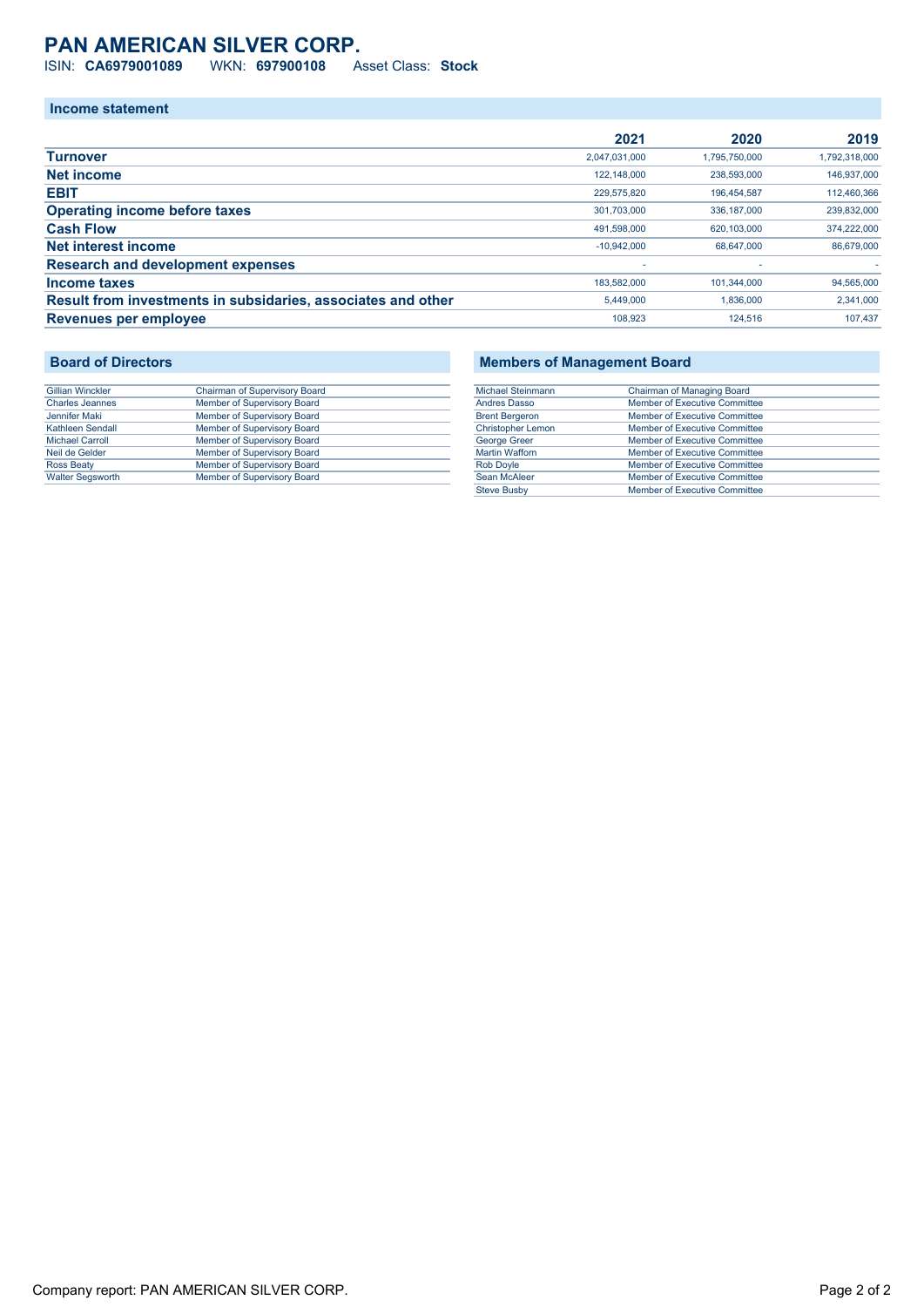# PAN AMERICAN SILVER CORP.

ISIN: **CA6979001089** WKN: **697900108** Asset Class: **Stock**

## Income statement

| | 2021 | 2020 | 2019 |
|---|---|---|---|
| **Turnover** | 2,047,031,000 | 1,795,750,000 | 1,792,318,000 |
| **Net income** | 122,148,000 | 238,593,000 | 146,937,000 |
| **EBIT** | 229,575,820 | 196,454,587 | 112,460,366 |
| **Operating income before taxes** | 301,703,000 | 336,187,000 | 239,832,000 |
| **Cash Flow** | 491,598,000 | 620,103,000 | 374,222,000 |
| **Net interest income** | -10,942,000 | 68,647,000 | 86,679,000 |
| **Research and development expenses** | - | - | - |
| **Income taxes** | 183,582,000 | 101,344,000 | 94,565,000 |
| **Result from investments in subsidaries, associates and other** | 5,449,000 | 1,836,000 | 2,341,000 |
| **Revenues per employee** | 108,923 | 124,516 | 107,437 |

## Board of Directors

| | |
|---|---|
| Gillian Winckler | Chairman of Supervisory Board |
| Charles Jeannes | Member of Supervisory Board |
| Jennifer Maki | Member of Supervisory Board |
| Kathleen Sendall | Member of Supervisory Board |
| Michael Carroll | Member of Supervisory Board |
| Neil de Gelder | Member of Supervisory Board |
| Ross Beaty | Member of Supervisory Board |
| Walter Segsworth | Member of Supervisory Board |

## Members of Management Board

| | |
|---|---|
| Michael Steinmann | Chairman of Managing Board |
| Andres Dasso | Member of Executive Committee |
| Brent Bergeron | Member of Executive Committee |
| Christopher Lemon | Member of Executive Committee |
| George Greer | Member of Executive Committee |
| Martin Wafforn | Member of Executive Committee |
| Rob Doyle | Member of Executive Committee |
| Sean McAleer | Member of Executive Committee |
| Steve Busby | Member of Executive Committee |